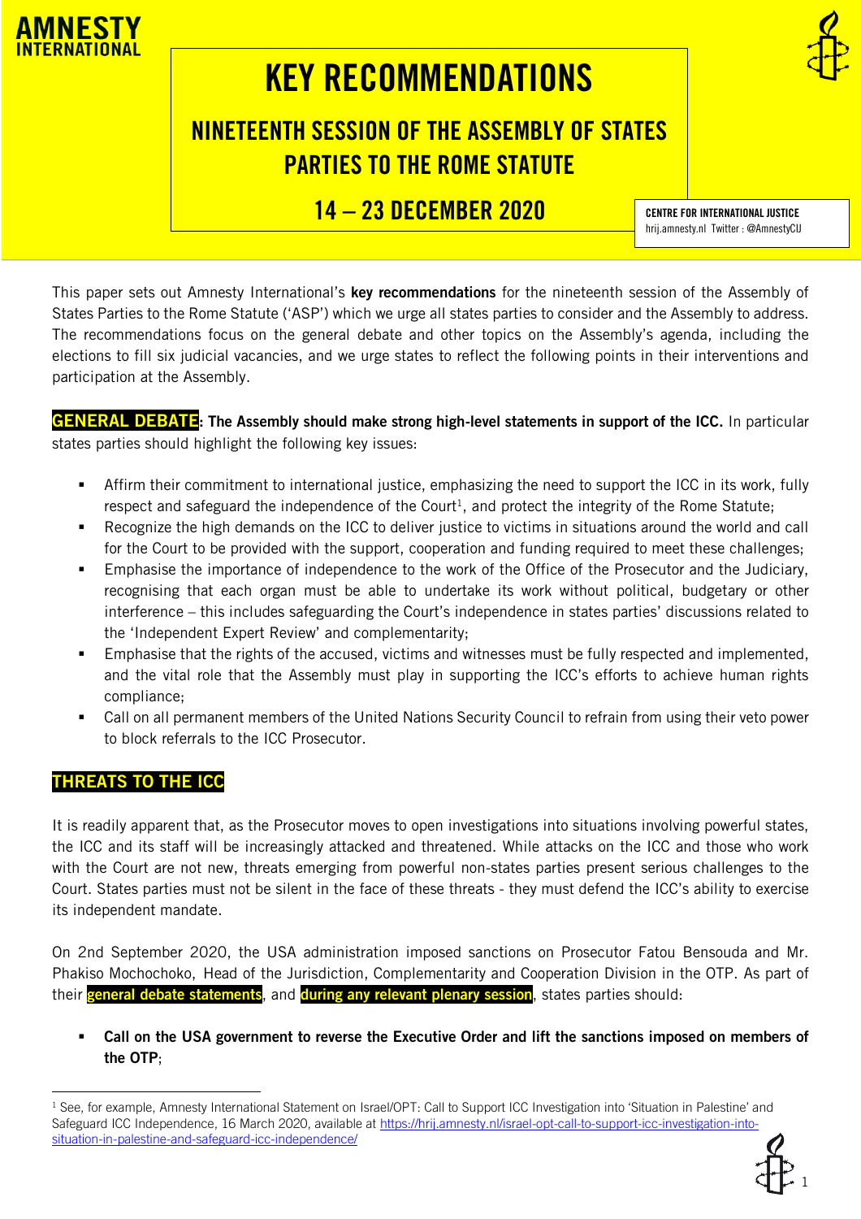AMNESTY INTERNATIONAL

# KEY RECOMMENDATIONS

## NINETEENTH SESSION OF THE ASSEMBLY OF STATES PARTIES TO THE ROME STATUTE

## 14 – 23 DECEMBER 2020

CENTRE FOR INTERNATIONAL JUSTICE
hrij.amnesty.nl Twitter : @AmnestyCIJ

This paper sets out Amnesty International's **key recommendations** for the nineteenth session of the Assembly of States Parties to the Rome Statute ('ASP') which we urge all states parties to consider and the Assembly to address. The recommendations focus on the general debate and other topics on the Assembly's agenda, including the elections to fill six judicial vacancies, and we urge states to reflect the following points in their interventions and participation at the Assembly.

**GENERAL DEBATE: The Assembly should make strong high-level statements in support of the ICC.** In particular states parties should highlight the following key issues:

- Affirm their commitment to international justice, emphasizing the need to support the ICC in its work, fully respect and safeguard the independence of the Court[1], and protect the integrity of the Rome Statute;
- Recognize the high demands on the ICC to deliver justice to victims in situations around the world and call for the Court to be provided with the support, cooperation and funding required to meet these challenges;
- Emphasise the importance of independence to the work of the Office of the Prosecutor and the Judiciary, recognising that each organ must be able to undertake its work without political, budgetary or other interference – this includes safeguarding the Court's independence in states parties' discussions related to the 'Independent Expert Review' and complementarity;
- Emphasise that the rights of the accused, victims and witnesses must be fully respected and implemented, and the vital role that the Assembly must play in supporting the ICC's efforts to achieve human rights compliance;
- Call on all permanent members of the United Nations Security Council to refrain from using their veto power to block referrals to the ICC Prosecutor.

## THREATS TO THE ICC

It is readily apparent that, as the Prosecutor moves to open investigations into situations involving powerful states, the ICC and its staff will be increasingly attacked and threatened. While attacks on the ICC and those who work with the Court are not new, threats emerging from powerful non-states parties present serious challenges to the Court. States parties must not be silent in the face of these threats - they must defend the ICC's ability to exercise its independent mandate.

On 2nd September 2020, the USA administration imposed sanctions on Prosecutor Fatou Bensouda and Mr. Phakiso Mochochoko, Head of the Jurisdiction, Complementarity and Cooperation Division in the OTP. As part of their **general debate statements**, and **during any relevant plenary session**, states parties should:

- **Call on the USA government to reverse the Executive Order and lift the sanctions imposed on members of the OTP**;

---

[1] See, for example, Amnesty International Statement on Israel/OPT: Call to Support ICC Investigation into 'Situation in Palestine' and Safeguard ICC Independence, 16 March 2020, available at https://hrij.amnesty.nl/israel-opt-call-to-support-icc-investigation-into-situation-in-palestine-and-safeguard-icc-independence/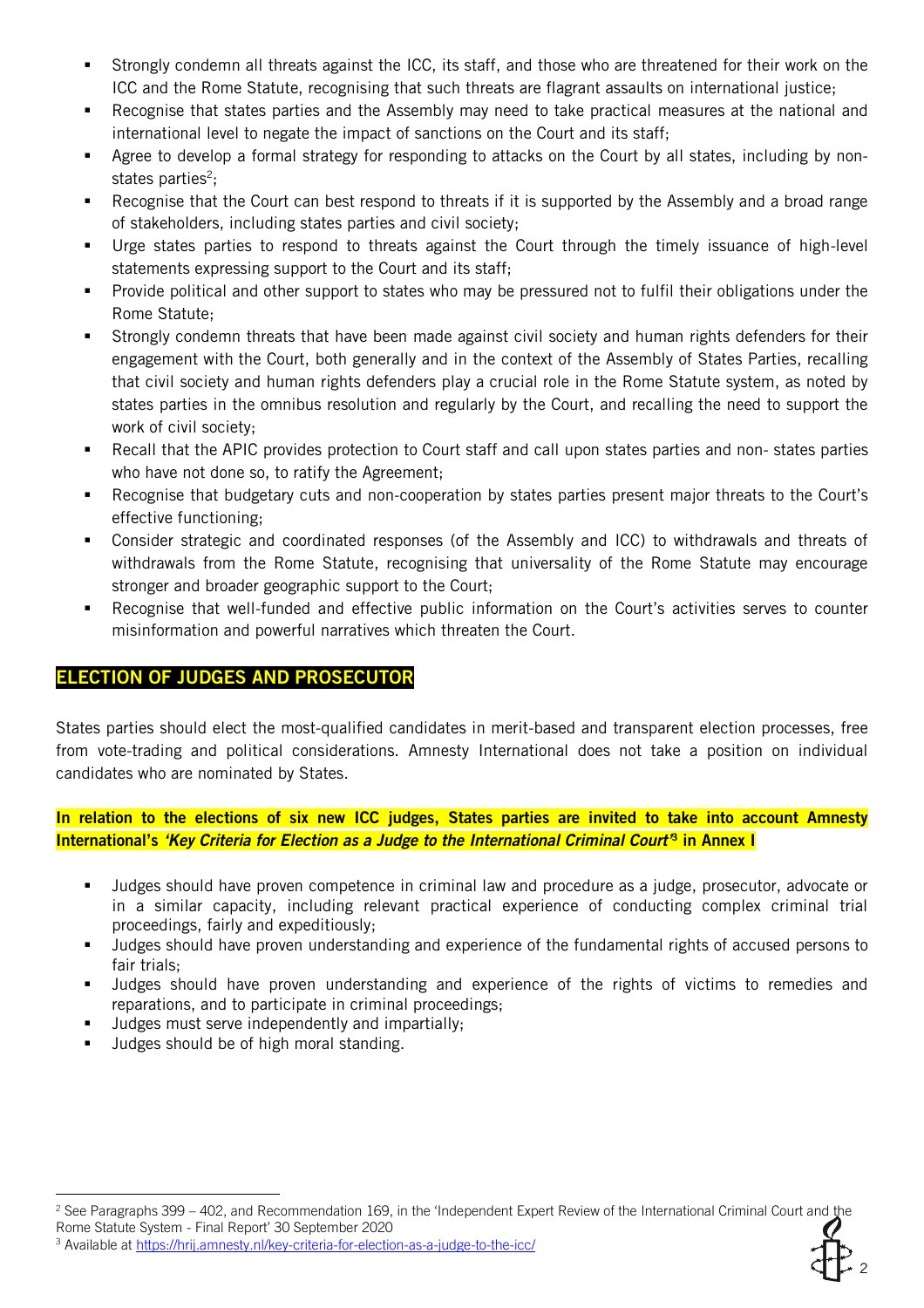- Strongly condemn all threats against the ICC, its staff, and those who are threatened for their work on the ICC and the Rome Statute, recognising that such threats are flagrant assaults on international justice;
- Recognise that states parties and the Assembly may need to take practical measures at the national and international level to negate the impact of sanctions on the Court and its staff;
- Agree to develop a formal strategy for responding to attacks on the Court by all states, including by non-states parties[2];
- Recognise that the Court can best respond to threats if it is supported by the Assembly and a broad range of stakeholders, including states parties and civil society;
- Urge states parties to respond to threats against the Court through the timely issuance of high-level statements expressing support to the Court and its staff;
- Provide political and other support to states who may be pressured not to fulfil their obligations under the Rome Statute;
- Strongly condemn threats that have been made against civil society and human rights defenders for their engagement with the Court, both generally and in the context of the Assembly of States Parties, recalling that civil society and human rights defenders play a crucial role in the Rome Statute system, as noted by states parties in the omnibus resolution and regularly by the Court, and recalling the need to support the work of civil society;
- Recall that the APIC provides protection to Court staff and call upon states parties and non- states parties who have not done so, to ratify the Agreement;
- Recognise that budgetary cuts and non-cooperation by states parties present major threats to the Court's effective functioning;
- Consider strategic and coordinated responses (of the Assembly and ICC) to withdrawals and threats of withdrawals from the Rome Statute, recognising that universality of the Rome Statute may encourage stronger and broader geographic support to the Court;
- Recognise that well-funded and effective public information on the Court's activities serves to counter misinformation and powerful narratives which threaten the Court.

## ELECTION OF JUDGES AND PROSECUTOR

States parties should elect the most-qualified candidates in merit-based and transparent election processes, free from vote-trading and political considerations. Amnesty International does not take a position on individual candidates who are nominated by States.

**In relation to the elections of six new ICC judges, States parties are invited to take into account Amnesty International's *'Key Criteria for Election as a Judge to the International Criminal Court'*[3] in Annex I**

- Judges should have proven competence in criminal law and procedure as a judge, prosecutor, advocate or in a similar capacity, including relevant practical experience of conducting complex criminal trial proceedings, fairly and expeditiously;
- Judges should have proven understanding and experience of the fundamental rights of accused persons to fair trials;
- Judges should have proven understanding and experience of the rights of victims to remedies and reparations, and to participate in criminal proceedings;
- Judges must serve independently and impartially;
- Judges should be of high moral standing.

[2] See Paragraphs 399 – 402, and Recommendation 169, in the 'Independent Expert Review of the International Criminal Court and the Rome Statute System - Final Report' 30 September 2020

[3] Available at https://hrij.amnesty.nl/key-criteria-for-election-as-a-judge-to-the-icc/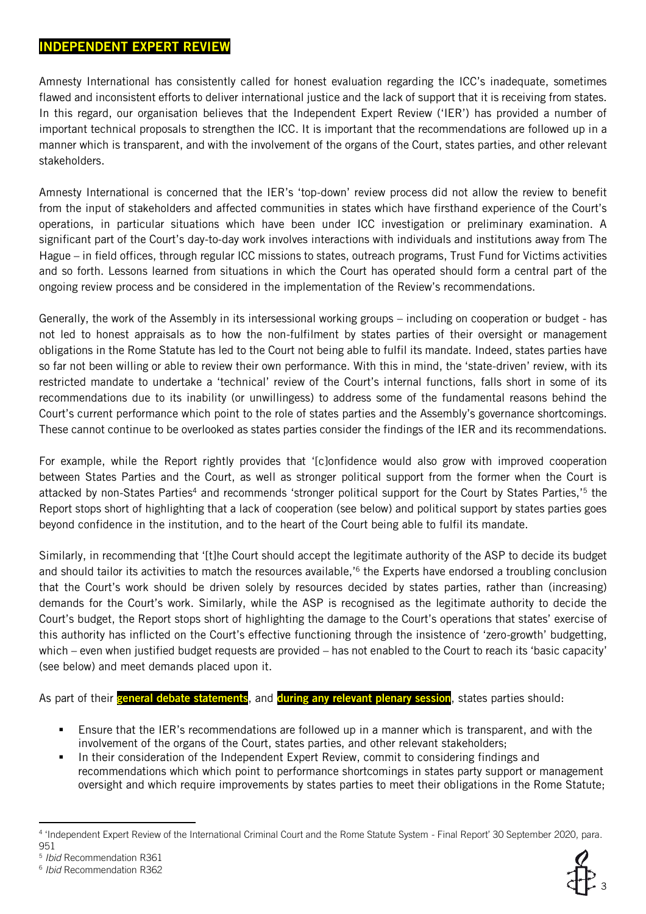## INDEPENDENT EXPERT REVIEW

Amnesty International has consistently called for honest evaluation regarding the ICC's inadequate, sometimes flawed and inconsistent efforts to deliver international justice and the lack of support that it is receiving from states. In this regard, our organisation believes that the Independent Expert Review ('IER') has provided a number of important technical proposals to strengthen the ICC. It is important that the recommendations are followed up in a manner which is transparent, and with the involvement of the organs of the Court, states parties, and other relevant stakeholders.

Amnesty International is concerned that the IER's 'top-down' review process did not allow the review to benefit from the input of stakeholders and affected communities in states which have firsthand experience of the Court's operations, in particular situations which have been under ICC investigation or preliminary examination. A significant part of the Court's day-to-day work involves interactions with individuals and institutions away from The Hague – in field offices, through regular ICC missions to states, outreach programs, Trust Fund for Victims activities and so forth. Lessons learned from situations in which the Court has operated should form a central part of the ongoing review process and be considered in the implementation of the Review's recommendations.

Generally, the work of the Assembly in its intersessional working groups – including on cooperation or budget - has not led to honest appraisals as to how the non-fulfilment by states parties of their oversight or management obligations in the Rome Statute has led to the Court not being able to fulfil its mandate. Indeed, states parties have so far not been willing or able to review their own performance. With this in mind, the 'state-driven' review, with its restricted mandate to undertake a 'technical' review of the Court's internal functions, falls short in some of its recommendations due to its inability (or unwillingness) to address some of the fundamental reasons behind the Court's current performance which point to the role of states parties and the Assembly's governance shortcomings. These cannot continue to be overlooked as states parties consider the findings of the IER and its recommendations.

For example, while the Report rightly provides that '[c]onfidence would also grow with improved cooperation between States Parties and the Court, as well as stronger political support from the former when the Court is attacked by non-States Parties[4] and recommends 'stronger political support for the Court by States Parties,'[5] the Report stops short of highlighting that a lack of cooperation (see below) and political support by states parties goes beyond confidence in the institution, and to the heart of the Court being able to fulfil its mandate.

Similarly, in recommending that '[t]he Court should accept the legitimate authority of the ASP to decide its budget and should tailor its activities to match the resources available,'[6] the Experts have endorsed a troubling conclusion that the Court's work should be driven solely by resources decided by states parties, rather than (increasing) demands for the Court's work. Similarly, while the ASP is recognised as the legitimate authority to decide the Court's budget, the Report stops short of highlighting the damage to the Court's operations that states' exercise of this authority has inflicted on the Court's effective functioning through the insistence of 'zero-growth' budgeting, which – even when justified budget requests are provided – has not enabled to the Court to reach its 'basic capacity' (see below) and meet demands placed upon it.

As part of their **general debate statements**, and **during any relevant plenary session**, states parties should:

- Ensure that the IER's recommendations are followed up in a manner which is transparent, and with the involvement of the organs of the Court, states parties, and other relevant stakeholders;
- In their consideration of the Independent Expert Review, commit to considering findings and recommendations which which point to performance shortcomings in states party support or management oversight and which require improvements by states parties to meet their obligations in the Rome Statute;

---

[4] 'Independent Expert Review of the International Criminal Court and the Rome Statute System - Final Report' 30 September 2020, para. 951

[5] *Ibid* Recommendation R361

[6] *Ibid* Recommendation R362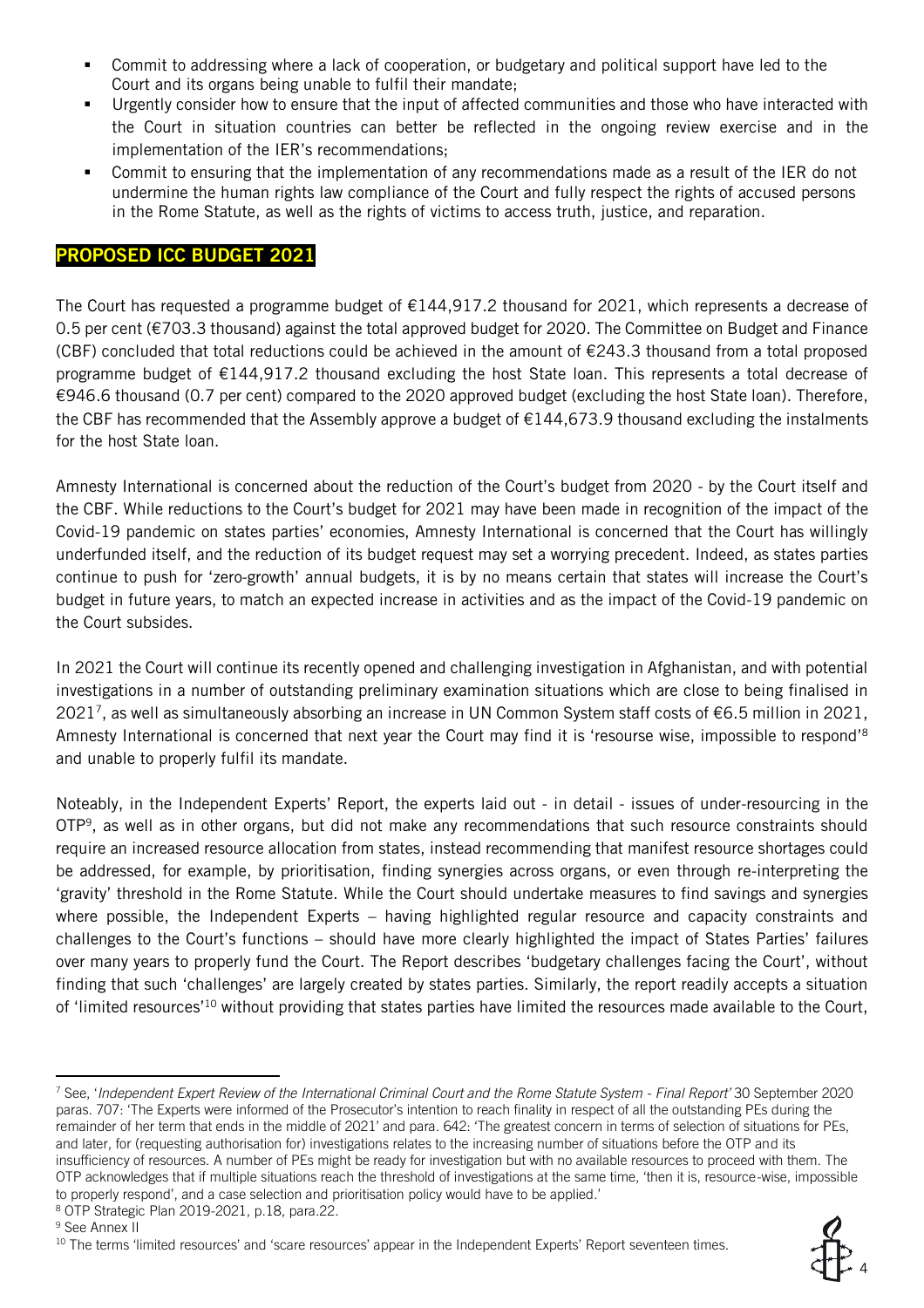- Commit to addressing where a lack of cooperation, or budgetary and political support have led to the Court and its organs being unable to fulfil their mandate;
- Urgently consider how to ensure that the input of affected communities and those who have interacted with the Court in situation countries can better be reflected in the ongoing review exercise and in the implementation of the IER's recommendations;
- Commit to ensuring that the implementation of any recommendations made as a result of the IER do not undermine the human rights law compliance of the Court and fully respect the rights of accused persons in the Rome Statute, as well as the rights of victims to access truth, justice, and reparation.

## PROPOSED ICC BUDGET 2021

The Court has requested a programme budget of €144,917.2 thousand for 2021, which represents a decrease of 0.5 per cent (€703.3 thousand) against the total approved budget for 2020. The Committee on Budget and Finance (CBF) concluded that total reductions could be achieved in the amount of €243.3 thousand from a total proposed programme budget of €144,917.2 thousand excluding the host State loan. This represents a total decrease of €946.6 thousand (0.7 per cent) compared to the 2020 approved budget (excluding the host State loan). Therefore, the CBF has recommended that the Assembly approve a budget of €144,673.9 thousand excluding the instalments for the host State loan.

Amnesty International is concerned about the reduction of the Court's budget from 2020 - by the Court itself and the CBF. While reductions to the Court's budget for 2021 may have been made in recognition of the impact of the Covid-19 pandemic on states parties' economies, Amnesty International is concerned that the Court has willingly underfunded itself, and the reduction of its budget request may set a worrying precedent. Indeed, as states parties continue to push for 'zero-growth' annual budgets, it is by no means certain that states will increase the Court's budget in future years, to match an expected increase in activities and as the impact of the Covid-19 pandemic on the Court subsides.

In 2021 the Court will continue its recently opened and challenging investigation in Afghanistan, and with potential investigations in a number of outstanding preliminary examination situations which are close to being finalised in 2021[7], as well as simultaneously absorbing an increase in UN Common System staff costs of €6.5 million in 2021, Amnesty International is concerned that next year the Court may find it is 'resourse wise, impossible to respond'[8] and unable to properly fulfil its mandate.

Noteably, in the Independent Experts' Report, the experts laid out - in detail - issues of under-resourcing in the OTP[9], as well as in other organs, but did not make any recommendations that such resource constraints should require an increased resource allocation from states, instead recommending that manifest resource shortages could be addressed, for example, by prioritisation, finding synergies across organs, or even through re-interpreting the 'gravity' threshold in the Rome Statute. While the Court should undertake measures to find savings and synergies where possible, the Independent Experts – having highlighted regular resource and capacity constraints and challenges to the Court's functions – should have more clearly highlighted the impact of States Parties' failures over many years to properly fund the Court. The Report describes 'budgetary challenges facing the Court', without finding that such 'challenges' are largely created by states parties. Similarly, the report readily accepts a situation of 'limited resources'[10] without providing that states parties have limited the resources made available to the Court,

---

[7] See, '*Independent Expert Review of the International Criminal Court and the Rome Statute System - Final Report'* 30 September 2020 paras. 707: 'The Experts were informed of the Prosecutor's intention to reach finality in respect of all the outstanding PEs during the remainder of her term that ends in the middle of 2021' and para. 642: 'The greatest concern in terms of selection of situations for PEs, and later, for (requesting authorisation for) investigations relates to the increasing number of situations before the OTP and its insufficiency of resources. A number of PEs might be ready for investigation but with no available resources to proceed with them. The OTP acknowledges that if multiple situations reach the threshold of investigations at the same time, 'then it is, resource-wise, impossible to properly respond', and a case selection and prioritisation policy would have to be applied.'

[8] OTP Strategic Plan 2019-2021, p.18, para.22.

[9] See Annex II

[10] The terms 'limited resources' and 'scare resources' appear in the Independent Experts' Report seventeen times.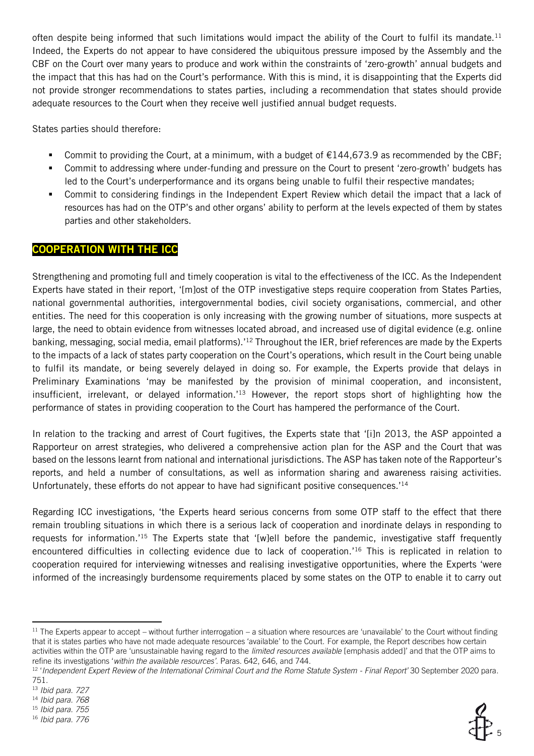often despite being informed that such limitations would impact the ability of the Court to fulfil its mandate.[11] Indeed, the Experts do not appear to have considered the ubiquitous pressure imposed by the Assembly and the CBF on the Court over many years to produce and work within the constraints of 'zero-growth' annual budgets and the impact that this has had on the Court's performance. With this is mind, it is disappointing that the Experts did not provide stronger recommendations to states parties, including a recommendation that states should provide adequate resources to the Court when they receive well justified annual budget requests.

States parties should therefore:

- Commit to providing the Court, at a minimum, with a budget of €144,673.9 as recommended by the CBF;
- Commit to addressing where under-funding and pressure on the Court to present 'zero-growth' budgets has led to the Court's underperformance and its organs being unable to fulfil their respective mandates;
- Commit to considering findings in the Independent Expert Review which detail the impact that a lack of resources has had on the OTP's and other organs' ability to perform at the levels expected of them by states parties and other stakeholders.

## COOPERATION WITH THE ICC

Strengthening and promoting full and timely cooperation is vital to the effectiveness of the ICC. As the Independent Experts have stated in their report, '[m]ost of the OTP investigative steps require cooperation from States Parties, national governmental authorities, intergovernmental bodies, civil society organisations, commercial, and other entities. The need for this cooperation is only increasing with the growing number of situations, more suspects at large, the need to obtain evidence from witnesses located abroad, and increased use of digital evidence (e.g. online banking, messaging, social media, email platforms).'[12] Throughout the IER, brief references are made by the Experts to the impacts of a lack of states party cooperation on the Court's operations, which result in the Court being unable to fulfil its mandate, or being severely delayed in doing so. For example, the Experts provide that delays in Preliminary Examinations 'may be manifested by the provision of minimal cooperation, and inconsistent, insufficient, irrelevant, or delayed information.'[13] However, the report stops short of highlighting how the performance of states in providing cooperation to the Court has hampered the performance of the Court.

In relation to the tracking and arrest of Court fugitives, the Experts state that '[i]n 2013, the ASP appointed a Rapporteur on arrest strategies, who delivered a comprehensive action plan for the ASP and the Court that was based on the lessons learnt from national and international jurisdictions. The ASP has taken note of the Rapporteur's reports, and held a number of consultations, as well as information sharing and awareness raising activities. Unfortunately, these efforts do not appear to have had significant positive consequences.'[14]

Regarding ICC investigations, 'the Experts heard serious concerns from some OTP staff to the effect that there remain troubling situations in which there is a serious lack of cooperation and inordinate delays in responding to requests for information.'[15] The Experts state that '[w]ell before the pandemic, investigative staff frequently encountered difficulties in collecting evidence due to lack of cooperation.'[16] This is replicated in relation to cooperation required for interviewing witnesses and realising investigative opportunities, where the Experts 'were informed of the increasingly burdensome requirements placed by some states on the OTP to enable it to carry out

---

[11] The Experts appear to accept – without further interrogation – a situation where resources are 'unavailable' to the Court without finding that it is states parties who have not made adequate resources 'available' to the Court. For example, the Report describes how certain activities within the OTP are 'unsustainable having regard to the *limited resources available* [emphasis added]' and that the OTP aims to refine its investigations '*within the available resources*'. Paras. 642, 646, and 744.

[12] '*Independent Expert Review of the International Criminal Court and the Rome Statute System - Final Report'* 30 September 2020 para. 751.

[13] *Ibid para. 727*

[14] *Ibid para. 768*

[15] *Ibid para. 755*

[16] *Ibid para. 776*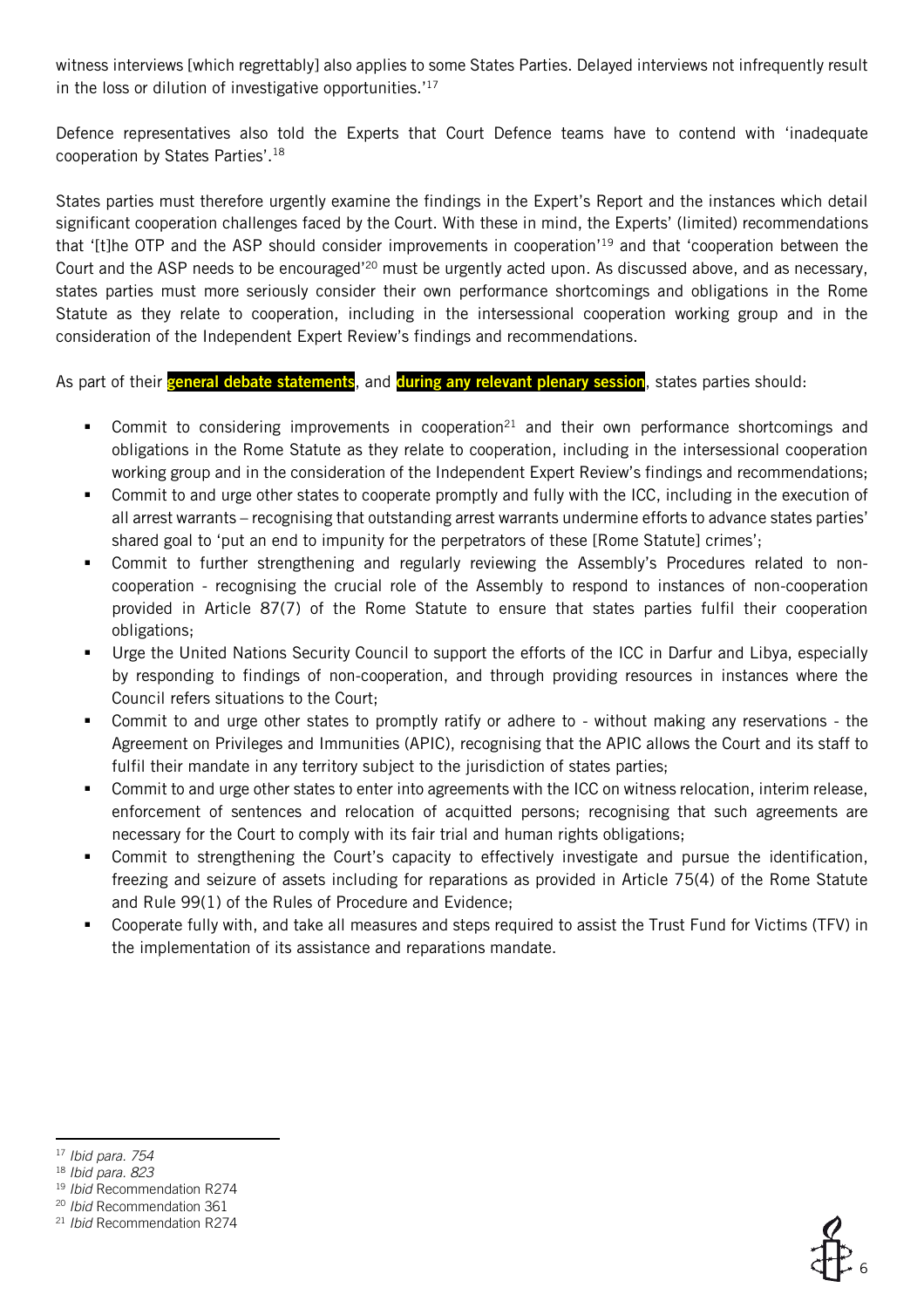witness interviews [which regrettably] also applies to some States Parties. Delayed interviews not infrequently result in the loss or dilution of investigative opportunities.'[17]

Defence representatives also told the Experts that Court Defence teams have to contend with 'inadequate cooperation by States Parties'.[18]

States parties must therefore urgently examine the findings in the Expert's Report and the instances which detail significant cooperation challenges faced by the Court. With these in mind, the Experts' (limited) recommendations that '[t]he OTP and the ASP should consider improvements in cooperation'[19] and that 'cooperation between the Court and the ASP needs to be encouraged'[20] must be urgently acted upon. As discussed above, and as necessary, states parties must more seriously consider their own performance shortcomings and obligations in the Rome Statute as they relate to cooperation, including in the intersessional cooperation working group and in the consideration of the Independent Expert Review's findings and recommendations.

As part of their **general debate statements**, and **during any relevant plenary session**, states parties should:

- Commit to considering improvements in cooperation[21] and their own performance shortcomings and obligations in the Rome Statute as they relate to cooperation, including in the intersessional cooperation working group and in the consideration of the Independent Expert Review's findings and recommendations;
- Commit to and urge other states to cooperate promptly and fully with the ICC, including in the execution of all arrest warrants – recognising that outstanding arrest warrants undermine efforts to advance states parties' shared goal to 'put an end to impunity for the perpetrators of these [Rome Statute] crimes';
- Commit to further strengthening and regularly reviewing the Assembly's Procedures related to non-cooperation - recognising the crucial role of the Assembly to respond to instances of non-cooperation provided in Article 87(7) of the Rome Statute to ensure that states parties fulfil their cooperation obligations;
- Urge the United Nations Security Council to support the efforts of the ICC in Darfur and Libya, especially by responding to findings of non-cooperation, and through providing resources in instances where the Council refers situations to the Court;
- Commit to and urge other states to promptly ratify or adhere to - without making any reservations - the Agreement on Privileges and Immunities (APIC), recognising that the APIC allows the Court and its staff to fulfil their mandate in any territory subject to the jurisdiction of states parties;
- Commit to and urge other states to enter into agreements with the ICC on witness relocation, interim release, enforcement of sentences and relocation of acquitted persons; recognising that such agreements are necessary for the Court to comply with its fair trial and human rights obligations;
- Commit to strengthening the Court's capacity to effectively investigate and pursue the identification, freezing and seizure of assets including for reparations as provided in Article 75(4) of the Rome Statute and Rule 99(1) of the Rules of Procedure and Evidence;
- Cooperate fully with, and take all measures and steps required to assist the Trust Fund for Victims (TFV) in the implementation of its assistance and reparations mandate.

---

[17] *Ibid para. 754*
[18] *Ibid para. 823*
[19] *Ibid* Recommendation R274
[20] *Ibid* Recommendation 361
[21] *Ibid* Recommendation R274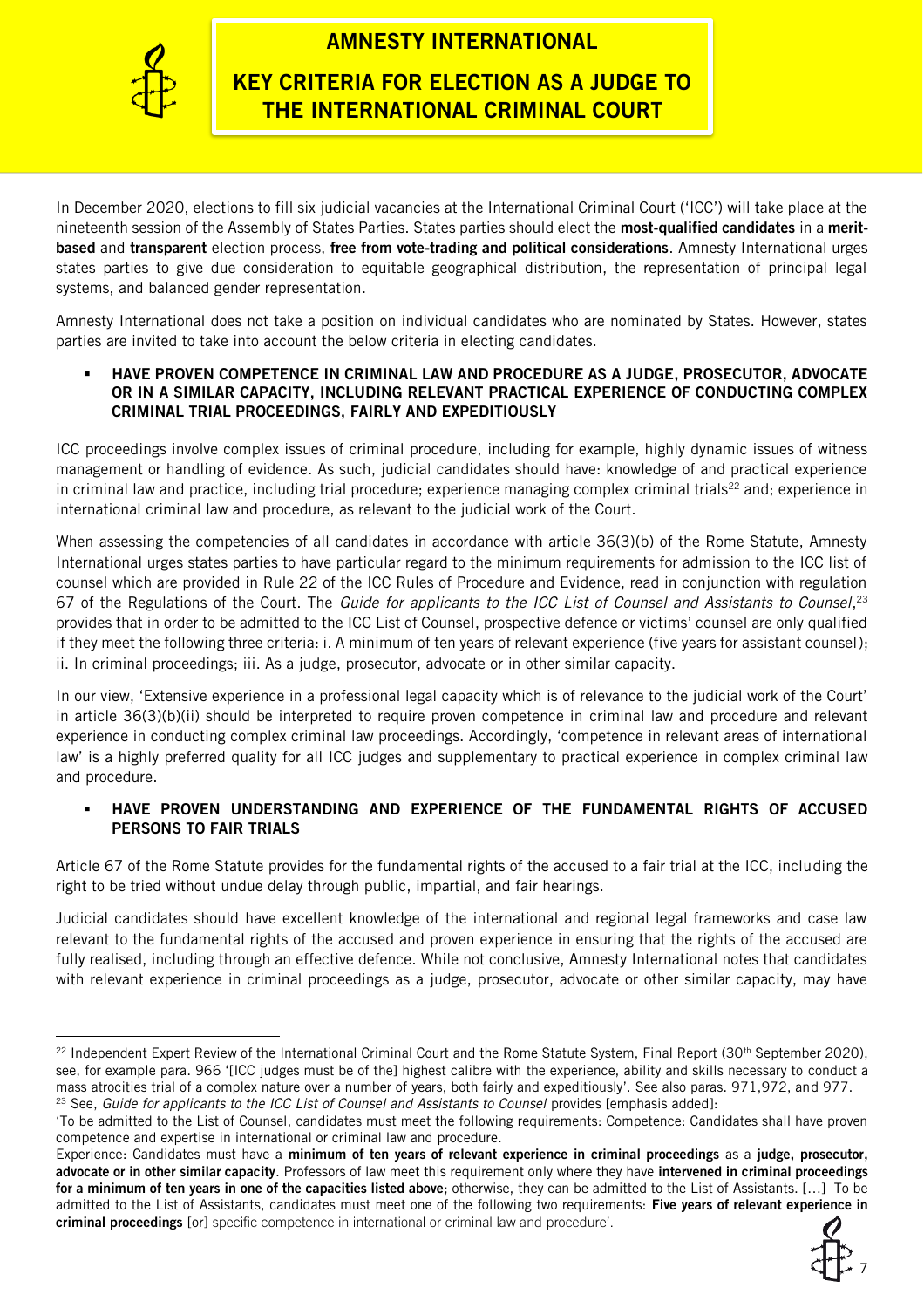In December 2020, elections to fill six judicial vacancies at the International Criminal Court ('ICC') will take place at the nineteenth session of the Assembly of States Parties. States parties should elect the **most-qualified candidates** in a **merit-based** and **transparent** election process, **free from vote-trading and political considerations**. Amnesty International urges states parties to give due consideration to equitable geographical distribution, the representation of principal legal systems, and balanced gender representation.

Amnesty International does not take a position on individual candidates who are nominated by States. However, states parties are invited to take into account the below criteria in electing candidates.

- **HAVE PROVEN COMPETENCE IN CRIMINAL LAW AND PROCEDURE AS A JUDGE, PROSECUTOR, ADVOCATE OR IN A SIMILAR CAPACITY, INCLUDING RELEVANT PRACTICAL EXPERIENCE OF CONDUCTING COMPLEX CRIMINAL TRIAL PROCEEDINGS, FAIRLY AND EXPEDITIOUSLY**

ICC proceedings involve complex issues of criminal procedure, including for example, highly dynamic issues of witness management or handling of evidence. As such, judicial candidates should have: knowledge of and practical experience in criminal law and practice, including trial procedure; experience managing complex criminal trials[22] and; experience in international criminal law and procedure, as relevant to the judicial work of the Court.

When assessing the competencies of all candidates in accordance with article 36(3)(b) of the Rome Statute, Amnesty International urges states parties to have particular regard to the minimum requirements for admission to the ICC list of counsel which are provided in Rule 22 of the ICC Rules of Procedure and Evidence, read in conjunction with regulation 67 of the Regulations of the Court. The *Guide for applicants to the ICC List of Counsel and Assistants to Counsel*,[23] provides that in order to be admitted to the ICC List of Counsel, prospective defence or victims' counsel are only qualified if they meet the following three criteria: i. A minimum of ten years of relevant experience (five years for assistant counsel); ii. In criminal proceedings; iii. As a judge, prosecutor, advocate or in other similar capacity.

In our view, 'Extensive experience in a professional legal capacity which is of relevance to the judicial work of the Court' in article 36(3)(b)(ii) should be interpreted to require proven competence in criminal law and procedure and relevant experience in conducting complex criminal law proceedings. Accordingly, 'competence in relevant areas of international law' is a highly preferred quality for all ICC judges and supplementary to practical experience in complex criminal law and procedure.

- **HAVE PROVEN UNDERSTANDING AND EXPERIENCE OF THE FUNDAMENTAL RIGHTS OF ACCUSED PERSONS TO FAIR TRIALS**

Article 67 of the Rome Statute provides for the fundamental rights of the accused to a fair trial at the ICC, including the right to be tried without undue delay through public, impartial, and fair hearings.

Judicial candidates should have excellent knowledge of the international and regional legal frameworks and case law relevant to the fundamental rights of the accused and proven experience in ensuring that the rights of the accused are fully realised, including through an effective defence. While not conclusive, Amnesty International notes that candidates with relevant experience in criminal proceedings as a judge, prosecutor, advocate or other similar capacity, may have

---

[22] Independent Expert Review of the International Criminal Court and the Rome Statute System, Final Report (30th September 2020), see, for example para. 966 '[ICC judges must be of the] highest calibre with the experience, ability and skills necessary to conduct a mass atrocities trial of a complex nature over a number of years, both fairly and expeditiously'. See also paras. 971,972, and 977.

[23] See, *Guide for applicants to the ICC List of Counsel and Assistants to Counsel* provides [emphasis added]:

'To be admitted to the List of Counsel, candidates must meet the following requirements: Competence: Candidates shall have proven competence and expertise in international or criminal law and procedure.

Experience: Candidates must have a **minimum of ten years of relevant experience in criminal proceedings** as a **judge, prosecutor, advocate or in other similar capacity**. Professors of law meet this requirement only where they have **intervened in criminal proceedings for a minimum of ten years in one of the capacities listed above**; otherwise, they can be admitted to the List of Assistants. [...] To be admitted to the List of Assistants, candidates must meet one of the following two requirements: **Five years of relevant experience in criminal proceedings** [or] specific competence in international or criminal law and procedure'.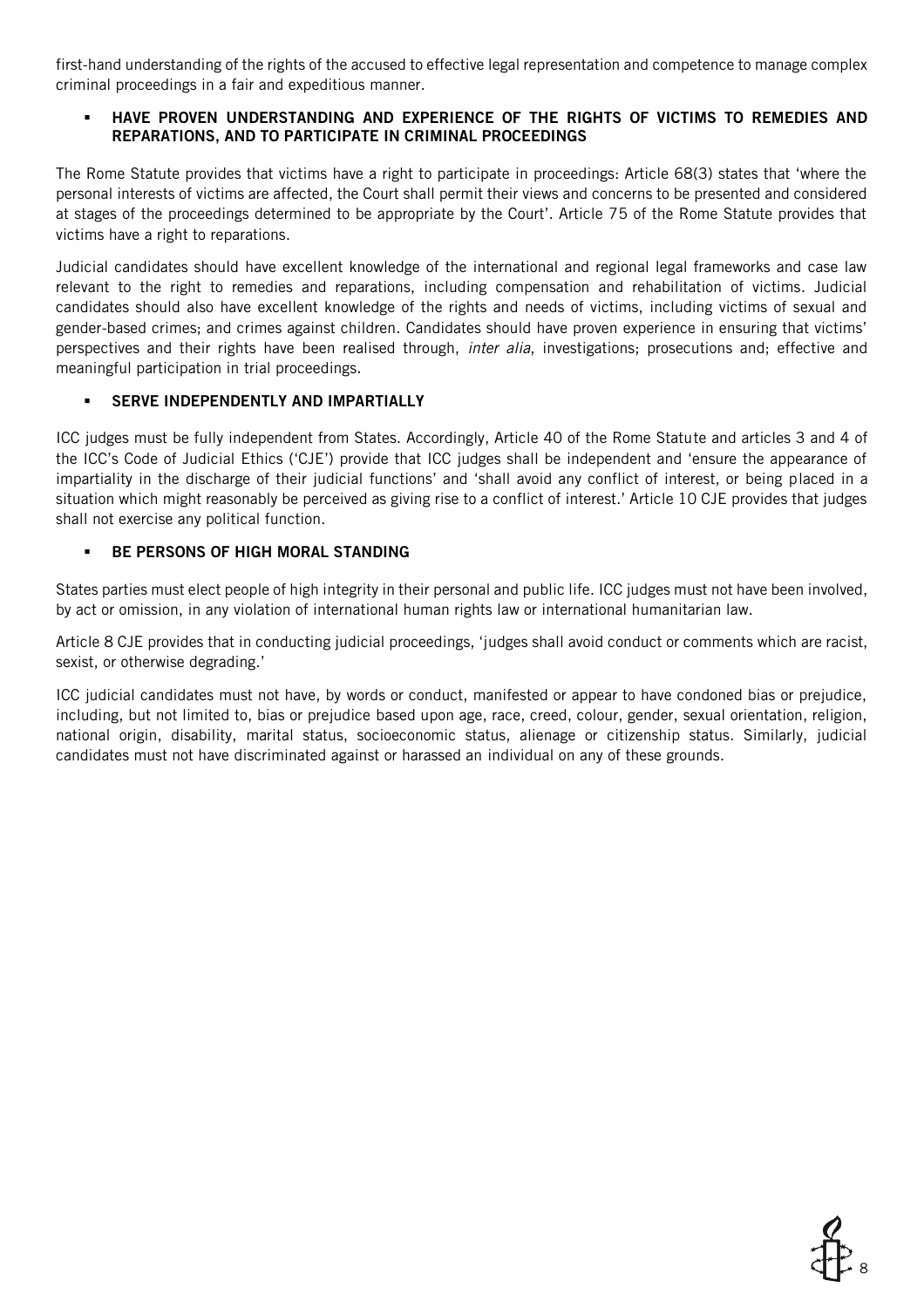first-hand understanding of the rights of the accused to effective legal representation and competence to manage complex criminal proceedings in a fair and expeditious manner.

- **HAVE PROVEN UNDERSTANDING AND EXPERIENCE OF THE RIGHTS OF VICTIMS TO REMEDIES AND REPARATIONS, AND TO PARTICIPATE IN CRIMINAL PROCEEDINGS**

The Rome Statute provides that victims have a right to participate in proceedings: Article 68(3) states that 'where the personal interests of victims are affected, the Court shall permit their views and concerns to be presented and considered at stages of the proceedings determined to be appropriate by the Court'. Article 75 of the Rome Statute provides that victims have a right to reparations.

Judicial candidates should have excellent knowledge of the international and regional legal frameworks and case law relevant to the right to remedies and reparations, including compensation and rehabilitation of victims. Judicial candidates should also have excellent knowledge of the rights and needs of victims, including victims of sexual and gender-based crimes; and crimes against children. Candidates should have proven experience in ensuring that victims' perspectives and their rights have been realised through, *inter alia*, investigations; prosecutions and; effective and meaningful participation in trial proceedings.

- **SERVE INDEPENDENTLY AND IMPARTIALLY**

ICC judges must be fully independent from States. Accordingly, Article 40 of the Rome Statute and articles 3 and 4 of the ICC's Code of Judicial Ethics ('CJE') provide that ICC judges shall be independent and 'ensure the appearance of impartiality in the discharge of their judicial functions' and 'shall avoid any conflict of interest, or being placed in a situation which might reasonably be perceived as giving rise to a conflict of interest.' Article 10 CJE provides that judges shall not exercise any political function.

- **BE PERSONS OF HIGH MORAL STANDING**

States parties must elect people of high integrity in their personal and public life. ICC judges must not have been involved, by act or omission, in any violation of international human rights law or international humanitarian law.

Article 8 CJE provides that in conducting judicial proceedings, 'judges shall avoid conduct or comments which are racist, sexist, or otherwise degrading.'

ICC judicial candidates must not have, by words or conduct, manifested or appear to have condoned bias or prejudice, including, but not limited to, bias or prejudice based upon age, race, creed, colour, gender, sexual orientation, religion, national origin, disability, marital status, socioeconomic status, alienage or citizenship status. Similarly, judicial candidates must not have discriminated against or harassed an individual on any of these grounds.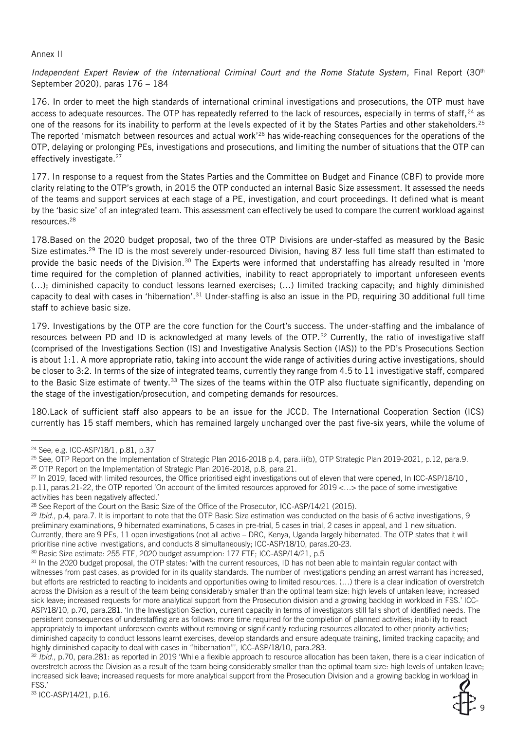Annex II

*Independent Expert Review of the International Criminal Court and the Rome Statute System*, Final Report (30th September 2020), paras 176 – 184

176. In order to meet the high standards of international criminal investigations and prosecutions, the OTP must have access to adequate resources. The OTP has repeatedly referred to the lack of resources, especially in terms of staff,[24] as one of the reasons for its inability to perform at the levels expected of it by the States Parties and other stakeholders.[25] The reported 'mismatch between resources and actual work'[26] has wide-reaching consequences for the operations of the OTP, delaying or prolonging PEs, investigations and prosecutions, and limiting the number of situations that the OTP can effectively investigate.[27]

177. In response to a request from the States Parties and the Committee on Budget and Finance (CBF) to provide more clarity relating to the OTP's growth, in 2015 the OTP conducted an internal Basic Size assessment. It assessed the needs of the teams and support services at each stage of a PE, investigation, and court proceedings. It defined what is meant by the 'basic size' of an integrated team. This assessment can effectively be used to compare the current workload against resources.[28]

178.Based on the 2020 budget proposal, two of the three OTP Divisions are under-staffed as measured by the Basic Size estimates.[29] The ID is the most severely under-resourced Division, having 87 less full time staff than estimated to provide the basic needs of the Division.[30] The Experts were informed that understaffing has already resulted in 'more time required for the completion of planned activities, inability to react appropriately to important unforeseen events (…); diminished capacity to conduct lessons learned exercises; (…) limited tracking capacity; and highly diminished capacity to deal with cases in 'hibernation'.[31] Under-staffing is also an issue in the PD, requiring 30 additional full time staff to achieve basic size.

179. Investigations by the OTP are the core function for the Court's success. The under-staffing and the imbalance of resources between PD and ID is acknowledged at many levels of the OTP.[32] Currently, the ratio of investigative staff (comprised of the Investigations Section (IS) and Investigative Analysis Section (IAS)) to the PD's Prosecutions Section is about 1:1. A more appropriate ratio, taking into account the wide range of activities during active investigations, should be closer to 3:2. In terms of the size of integrated teams, currently they range from 4.5 to 11 investigative staff, compared to the Basic Size estimate of twenty.[33] The sizes of the teams within the OTP also fluctuate significantly, depending on the stage of the investigation/prosecution, and competing demands for resources.

180.Lack of sufficient staff also appears to be an issue for the JCCD. The International Cooperation Section (ICS) currently has 15 staff members, which has remained largely unchanged over the past five-six years, while the volume of

---

[24] See, e.g. ICC-ASP/18/1, p.81, p.37

[25] See, OTP Report on the Implementation of Strategic Plan 2016-2018 p.4, para.iii(b), OTP Strategic Plan 2019-2021, p.12, para.9.

[26] OTP Report on the Implementation of Strategic Plan 2016-2018, p.8, para.21.

[27] In 2019, faced with limited resources, the Office prioritised eight investigations out of eleven that were opened, In ICC-ASP/18/10 , p.11, paras.21-22, the OTP reported 'On account of the limited resources approved for 2019 <…> the pace of some investigative activities has been negatively affected.'

[28] See Report of the Court on the Basic Size of the Office of the Prosecutor, ICC-ASP/14/21 (2015).

[29] *Ibid.,* p.4, para.7. It is important to note that the OTP Basic Size estimation was conducted on the basis of 6 active investigations, 9 preliminary examinations, 9 hibernated examinations, 5 cases in pre-trial, 5 cases in trial, 2 cases in appeal, and 1 new situation. Currently, there are 9 PEs, 11 open investigations (not all active – DRC, Kenya, Uganda largely hibernated. The OTP states that it will prioritise nine active investigations, and conducts 8 simultaneously; ICC-ASP/18/10, paras.20-23.

[30] Basic Size estimate: 255 FTE, 2020 budget assumption: 177 FTE; ICC-ASP/14/21, p.5

[31] In the 2020 budget proposal, the OTP states: 'with the current resources, ID has not been able to maintain regular contact with witnesses from past cases, as provided for in its quality standards. The number of investigations pending an arrest warrant has increased, but efforts are restricted to reacting to incidents and opportunities owing to limited resources. (…) there is a clear indication of overstretch across the Division as a result of the team being considerably smaller than the optimal team size: high levels of untaken leave; increased sick leave; increased requests for more analytical support from the Prosecution division and a growing backlog in workload in FSS.' ICC-ASP/18/10, p.70, para.281. 'In the Investigation Section, current capacity in terms of investigators still falls short of identified needs. The persistent consequences of understaffing are as follows: more time required for the completion of planned activities; inability to react appropriately to important unforeseen events without removing or significantly reducing resources allocated to other priority activities; diminished capacity to conduct lessons learnt exercises, develop standards and ensure adequate training, limited tracking capacity; and highly diminished capacity to deal with cases in "hibernation"', ICC-ASP/18/10, para.283.

[32] *Ibid.,* p.70, para.281: as reported in 2019 'While a flexible approach to resource allocation has been taken, there is a clear indication of overstretch across the Division as a result of the team being considerably smaller than the optimal team size: high levels of untaken leave; increased sick leave; increased requests for more analytical support from the Prosecution Division and a growing backlog in workload in FSS.'

[33] ICC-ASP/14/21, p.16.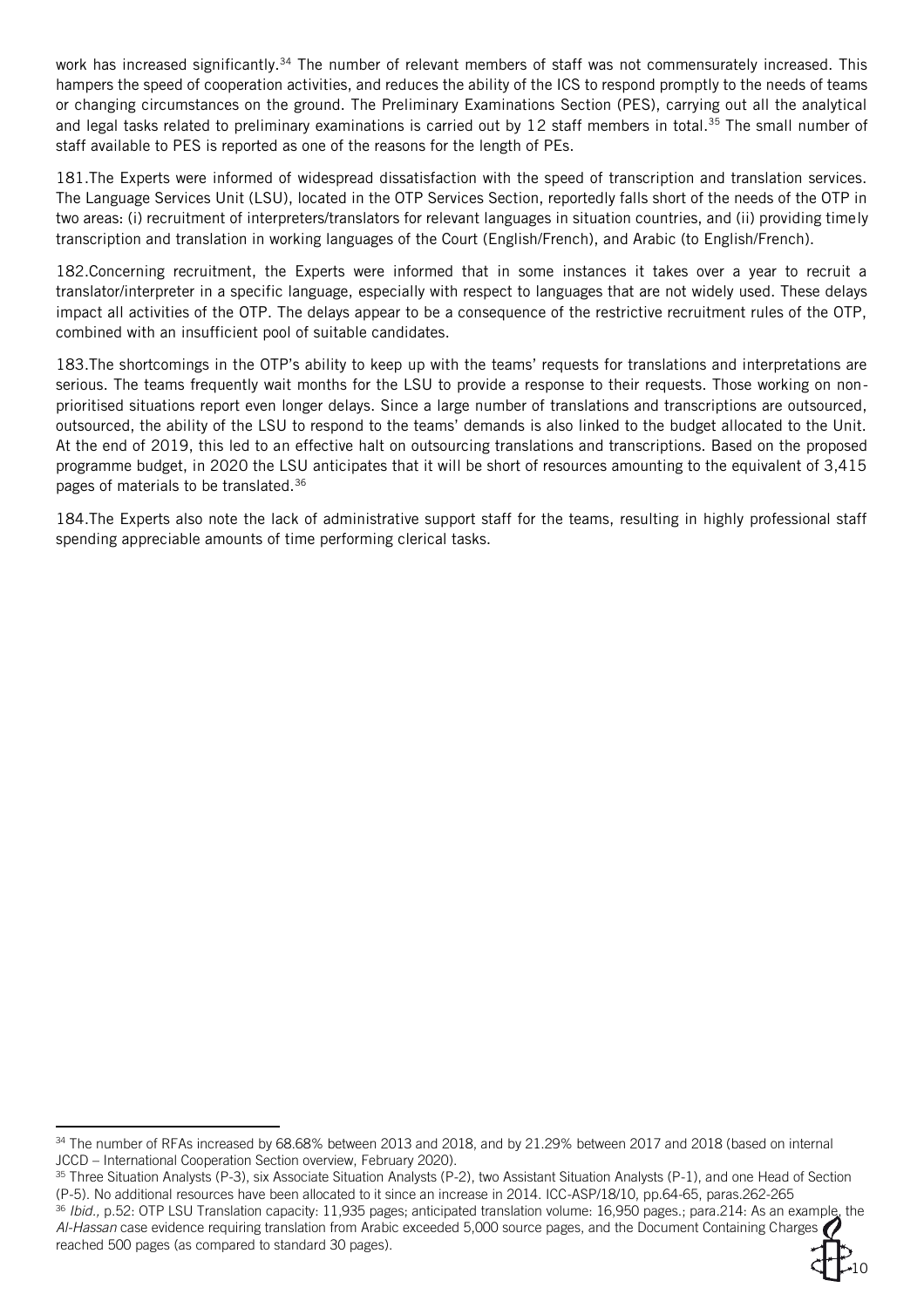work has increased significantly.[34] The number of relevant members of staff was not commensurately increased. This hampers the speed of cooperation activities, and reduces the ability of the ICS to respond promptly to the needs of teams or changing circumstances on the ground. The Preliminary Examinations Section (PES), carrying out all the analytical and legal tasks related to preliminary examinations is carried out by 12 staff members in total.[35] The small number of staff available to PES is reported as one of the reasons for the length of PEs.

181.The Experts were informed of widespread dissatisfaction with the speed of transcription and translation services. The Language Services Unit (LSU), located in the OTP Services Section, reportedly falls short of the needs of the OTP in two areas: (i) recruitment of interpreters/translators for relevant languages in situation countries, and (ii) providing timely transcription and translation in working languages of the Court (English/French), and Arabic (to English/French).

182.Concerning recruitment, the Experts were informed that in some instances it takes over a year to recruit a translator/interpreter in a specific language, especially with respect to languages that are not widely used. These delays impact all activities of the OTP. The delays appear to be a consequence of the restrictive recruitment rules of the OTP, combined with an insufficient pool of suitable candidates.

183.The shortcomings in the OTP's ability to keep up with the teams' requests for translations and interpretations are serious. The teams frequently wait months for the LSU to provide a response to their requests. Those working on non-prioritised situations report even longer delays. Since a large number of translations and transcriptions are outsourced, outsourced, the ability of the LSU to respond to the teams' demands is also linked to the budget allocated to the Unit. At the end of 2019, this led to an effective halt on outsourcing translations and transcriptions. Based on the proposed programme budget, in 2020 the LSU anticipates that it will be short of resources amounting to the equivalent of 3,415 pages of materials to be translated.[36]

184.The Experts also note the lack of administrative support staff for the teams, resulting in highly professional staff spending appreciable amounts of time performing clerical tasks.

---

[34] The number of RFAs increased by 68.68% between 2013 and 2018, and by 21.29% between 2017 and 2018 (based on internal JCCD – International Cooperation Section overview, February 2020).

[35] Three Situation Analysts (P-3), six Associate Situation Analysts (P-2), two Assistant Situation Analysts (P-1), and one Head of Section (P-5). No additional resources have been allocated to it since an increase in 2014. ICC-ASP/18/10, pp.64-65, paras.262-265

[36] *Ibid.,* p.52: OTP LSU Translation capacity: 11,935 pages; anticipated translation volume: 16,950 pages.; para.214: As an example, the *Al-Hassan* case evidence requiring translation from Arabic exceeded 5,000 source pages, and the Document Containing Charges reached 500 pages (as compared to standard 30 pages).